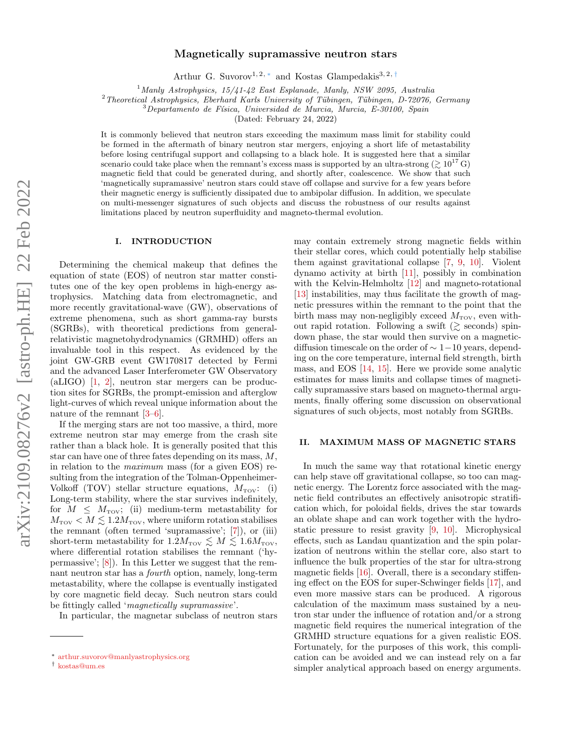# Magnetically supramassive neutron stars

Arthur G. Suvorov[1, 2, *] and Kostas Glampedakis[3, 2, †]

[1] *Manly Astrophysics, 15/41-42 East Esplanade, Manly, NSW 2095, Australia*
[2] *Theoretical Astrophysics, Eberhard Karls University of Tübingen, Tübingen, D-72076, Germany*
[3] *Departamento de Física, Universidad de Murcia, Murcia, E-30100, Spain*

(Dated: February 24, 2022)

It is commonly believed that neutron stars exceeding the maximum mass limit for stability could be formed in the aftermath of binary neutron star mergers, enjoying a short life of metastability before losing centrifugal support and collapsing to a black hole. It is suggested here that a similar scenario could take place when the remnant's excess mass is supported by an ultra-strong ($\gtrsim 10^{17}$ G) magnetic field that could be generated during, and shortly after, coalescence. We show that such 'magnetically supramassive' neutron stars could stave off collapse and survive for a few years before their magnetic energy is sufficiently dissipated due to ambipolar diffusion. In addition, we speculate on multi-messenger signatures of such objects and discuss the robustness of our results against limitations placed by neutron superfluidity and magneto-thermal evolution.

## I. INTRODUCTION

Determining the chemical makeup that defines the equation of state (EOS) of neutron star matter constitutes one of the key open problems in high-energy astrophysics. Matching data from electromagnetic, and more recently gravitational-wave (GW), observations of extreme phenomena, such as short gamma-ray bursts (SGRBs), with theoretical predictions from general-relativistic magnetohydrodynamics (GRMHD) offers an invaluable tool in this respect. As evidenced by the joint GW-GRB event GW170817 detected by Fermi and the advanced Laser Interferometer GW Observatory (aLIGO) [1, 2], neutron star mergers can be production sites for SGRBs, the prompt-emission and afterglow light-curves of which reveal unique information about the nature of the remnant [3–6].

If the merging stars are not too massive, a third, more extreme neutron star may emerge from the crash site rather than a black hole. It is generally posited that this star can have one of three fates depending on its mass, $M$, in relation to the *maximum* mass (for a given EOS) resulting from the integration of the Tolman-Oppenheimer-Volkoff (TOV) stellar structure equations, $M_{\text{TOV}}$: (i) Long-term stability, where the star survives indefinitely, for $M \leq M_{\text{TOV}}$; (ii) medium-term metastability for $M_{\text{TOV}} < M \lesssim 1.2 M_{\text{TOV}}$, where uniform rotation stabilises the remnant (often termed 'supramassive'; [7]), or (iii) short-term metastability for $1.2 M_{\text{TOV}} \lesssim M \lesssim 1.6 M_{\text{TOV}}$, where differential rotation stabilises the remnant ('hypermassive'; [8]). In this Letter we suggest that the remnant neutron star has a *fourth* option, namely, long-term metastability, where the collapse is eventually instigated by core magnetic field decay. Such neutron stars could be fittingly called '*magnetically supramassive*'.

In particular, the magnetar subclass of neutron stars may contain extremely strong magnetic fields within their stellar cores, which could potentially help stabilise them against gravitational collapse [7, 9, 10]. Violent dynamo activity at birth [11], possibly in combination with the Kelvin-Helmholtz [12] and magneto-rotational [13] instabilities, may thus facilitate the growth of magnetic pressures within the remnant to the point that the birth mass may non-negligibly exceed $M_{\text{TOV}}$, even without rapid rotation. Following a swift ($\gtrsim$ seconds) spin-down phase, the star would then survive on a magnetic-diffusion timescale on the order of $\sim 1-10$ years, depending on the core temperature, internal field strength, birth mass, and EOS [14, 15]. Here we provide some analytic estimates for mass limits and collapse times of magnetically supramassive stars based on magneto-thermal arguments, finally offering some discussion on observational signatures of such objects, most notably from SGRBs.

## II. MAXIMUM MASS OF MAGNETIC STARS

In much the same way that rotational kinetic energy can help stave off gravitational collapse, so too can magnetic energy. The Lorentz force associated with the magnetic field contributes an effectively anisotropic stratification which, for poloidal fields, drives the star towards an oblate shape and can work together with the hydrostatic pressure to resist gravity [9, 10]. Microphysical effects, such as Landau quantization and the spin polarization of neutrons within the stellar core, also start to influence the bulk properties of the star for ultra-strong magnetic fields [16]. Overall, there is a secondary stiffening effect on the EOS for super-Schwinger fields [17], and even more massive stars can be produced. A rigorous calculation of the maximum mass sustained by a neutron star under the influence of rotation and/or a strong magnetic field requires the numerical integration of the GRMHD structure equations for a given realistic EOS. Fortunately, for the purposes of this work, this complication can be avoided and we can instead rely on a far simpler analytical approach based on energy arguments.

* arthur.suvorov@manlyastrophysics.org
† kostas@um.es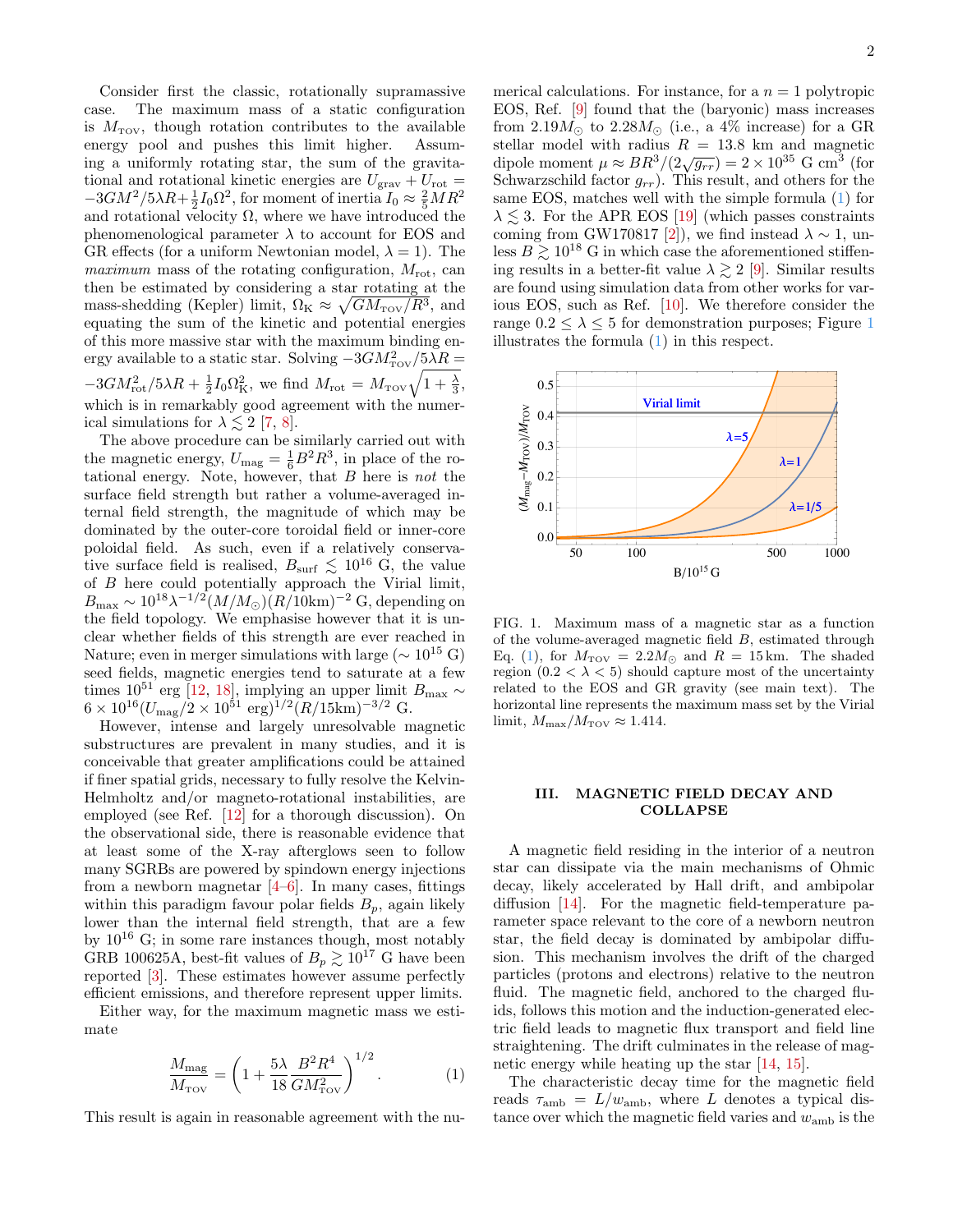Consider first the classic, rotationally supramassive case. The maximum mass of a static configuration is $M_{\rm TOV}$, though rotation contributes to the available energy pool and pushes this limit higher. Assuming a uniformly rotating star, the sum of the gravitational and rotational kinetic energies are $U_{\rm grav} + U_{\rm rot} = -3GM^2/5\lambda R + \frac{1}{2} I_0 \Omega^2$, for moment of inertia $I_0 \approx \frac{2}{5} M R^2$ and rotational velocity $\Omega$, where we have introduced the phenomenological parameter $\lambda$ to account for EOS and GR effects (for a uniform Newtonian model, $\lambda = 1$). The *maximum* mass of the rotating configuration, $M_{\rm rot}$, can then be estimated by considering a star rotating at the mass-shedding (Kepler) limit, $\Omega_{\rm K} \approx \sqrt{GM_{\rm TOV}/R^3}$, and equating the sum of the kinetic and potential energies of this more massive star with the maximum binding energy available to a static star. Solving $-3GM_{\rm TOV}^2/5\lambda R = -3GM_{\rm rot}^2/5\lambda R + \frac{1}{2} I_0 \Omega_{\rm K}^2$, we find $M_{\rm rot} = M_{\rm TOV}\sqrt{1 + \frac{\lambda}{3}}$, which is in remarkably good agreement with the numerical simulations for $\lambda \lesssim 2$ [7, 8].

The above procedure can be similarly carried out with the magnetic energy, $U_{\rm mag} = \frac{1}{6} B^2 R^3$, in place of the rotational energy. Note, however, that $B$ here is *not* the surface field strength but rather a volume-averaged internal field strength, the magnitude of which may be dominated by the outer-core toroidal field or inner-core poloidal field. As such, even if a relatively conservative surface field is realised, $B_{\rm surf} \lesssim 10^{16}$ G, the value of $B$ here could potentially approach the Virial limit, $B_{\rm max} \sim 10^{18} \lambda^{-1/2} (M/M_\odot)(R/10{\rm km})^{-2}$ G, depending on the field topology. We emphasise however that it is unclear whether fields of this strength are ever reached in Nature; even in merger simulations with large ($\sim 10^{15}$ G) seed fields, magnetic energies tend to saturate at a few times $10^{51}$ erg [12, 18], implying an upper limit $B_{\rm max} \sim 6 \times 10^{16} (U_{\rm mag}/2 \times 10^{51}\ {\rm erg})^{1/2} (R/15{\rm km})^{-3/2}$ G.

However, intense and largely unresolvable magnetic substructures are prevalent in many studies, and it is conceivable that greater amplifications could be attained if finer spatial grids, necessary to fully resolve the Kelvin-Helmholtz and/or magneto-rotational instabilities, are employed (see Ref. [12] for a thorough discussion). On the observational side, there is reasonable evidence that at least some of the X-ray afterglows seen to follow many SGRBs are powered by spindown energy injections from a newborn magnetar [4–6]. In many cases, fittings within this paradigm favour polar fields $B_p$, again likely lower than the internal field strength, that are a few by $10^{16}$ G; in some rare instances though, most notably GRB 100625A, best-fit values of $B_p \gtrsim 10^{17}$ G have been reported [3]. These estimates however assume perfectly efficient emissions, and therefore represent upper limits.

Either way, for the maximum magnetic mass we estimate

$$\frac{M_{\rm mag}}{M_{\rm TOV}} = \left(1 + \frac{5\lambda}{18} \frac{B^2 R^4}{G M_{\rm TOV}^2}\right)^{1/2}. \tag{1}$$

This result is again in reasonable agreement with the numerical calculations. For instance, for a $n = 1$ polytropic EOS, Ref. [9] found that the (baryonic) mass increases from $2.19 M_\odot$ to $2.28 M_\odot$ (i.e., a 4% increase) for a GR stellar model with radius $R = 13.8$ km and magnetic dipole moment $\mu \approx BR^3/(2\sqrt{g_{rr}}) = 2 \times 10^{35}$ G cm$^3$ (for Schwarzschild factor $g_{rr}$). This result, and others for the same EOS, matches well with the simple formula (1) for $\lambda \lesssim 3$. For the APR EOS [19] (which passes constraints coming from GW170817 [2]), we find instead $\lambda \sim 1$, unless $B \gtrsim 10^{18}$ G in which case the aforementioned stiffening results in a better-fit value $\lambda \gtrsim 2$ [9]. Similar results are found using simulation data from other works for various EOS, such as Ref. [10]. We therefore consider the range $0.2 \leq \lambda \leq 5$ for demonstration purposes; Figure 1 illustrates the formula (1) in this respect.

FIG. 1. Maximum mass of a magnetic star as a function of the volume-averaged magnetic field $B$, estimated through Eq. (1), for $M_{\rm TOV} = 2.2 M_\odot$ and $R = 15$ km. The shaded region ($0.2 < \lambda < 5$) should capture most of the uncertainty related to the EOS and GR gravity (see main text). The horizontal line represents the maximum mass set by the Virial limit, $M_{\rm max}/M_{\rm TOV} \approx 1.414$.

## III. MAGNETIC FIELD DECAY AND COLLAPSE

A magnetic field residing in the interior of a neutron star can dissipate via the main mechanisms of Ohmic decay, likely accelerated by Hall drift, and ambipolar diffusion [14]. For the magnetic field-temperature parameter space relevant to the core of a newborn neutron star, the field decay is dominated by ambipolar diffusion. This mechanism involves the drift of the charged particles (protons and electrons) relative to the neutron fluid. The magnetic field, anchored to the charged fluids, follows this motion and the induction-generated electric field leads to magnetic flux transport and field line straightening. The drift culminates in the release of magnetic energy while heating up the star [14, 15].

The characteristic decay time for the magnetic field reads $\tau_{\rm amb} = L/w_{\rm amb}$, where $L$ denotes a typical distance over which the magnetic field varies and $w_{\rm amb}$ is the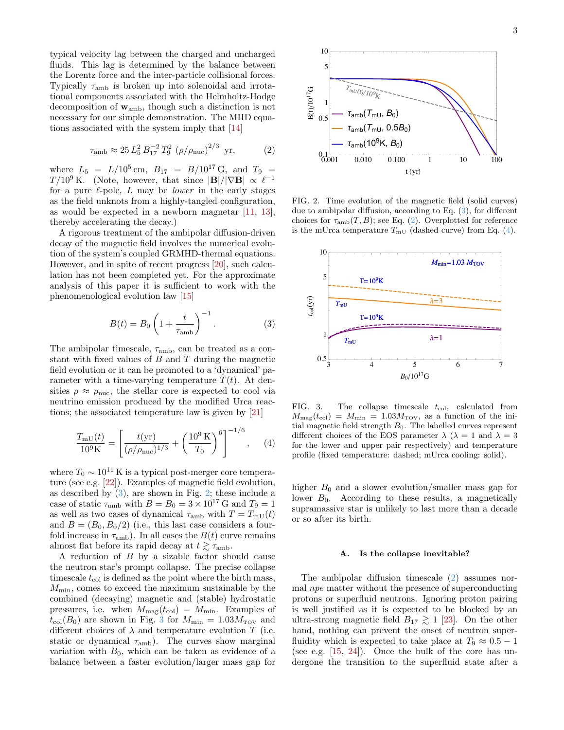typical velocity lag between the charged and uncharged fluids. This lag is determined by the balance between the Lorentz force and the inter-particle collisional forces. Typically $\tau_{\rm amb}$ is broken up into solenoidal and irrotational components associated with the Helmholtz-Hodge decomposition of $\mathbf{w}_{\rm amb}$, though such a distinction is not necessary for our simple demonstration. The MHD equations associated with the system imply that [14]

$$\tau_{\rm amb} \approx 25\, L_5^2\, B_{17}^{-2}\, T_9^2\, \left(\rho/\rho_{\rm nuc}\right)^{2/3}\ \text{yr}, \tag{2}$$

where $L_5 = L/10^5\,\text{cm}$, $B_{17} = B/10^{17}\,\text{G}$, and $T_9 = T/10^9\,\text{K}$. (Note, however, that since $|\mathbf{B}|/|\nabla \mathbf{B}| \propto \ell^{-1}$ for a pure $\ell$-pole, $L$ may be *lower* in the early stages as the field unknots from a highly-tangled configuration, as would be expected in a newborn magnetar [11, 13], thereby accelerating the decay.)

A rigorous treatment of the ambipolar diffusion-driven decay of the magnetic field involves the numerical evolution of the system's coupled GRMHD-thermal equations. However, and in spite of recent progress [20], such calculation has not been completed yet. For the approximate analysis of this paper it is sufficient to work with the phenomenological evolution law [15]

$$B(t) = B_0 \left(1 + \frac{t}{\tau_{\rm amb}}\right)^{-1}. \tag{3}$$

The ambipolar timescale, $\tau_{\rm amb}$, can be treated as a constant with fixed values of $B$ and $T$ during the magnetic field evolution or it can be promoted to a 'dynamical' parameter with a time-varying temperature $T(t)$. At densities $\rho \approx \rho_{\rm nuc}$, the stellar core is expected to cool via neutrino emission produced by the modified Urca reactions; the associated temperature law is given by [21]

$$\frac{T_{\rm mU}(t)}{10^9\text{K}} = \left[\frac{t(\text{yr})}{(\rho/\rho_{\rm nuc})^{1/3}} + \left(\frac{10^9\,\text{K}}{T_0}\right)^6\right]^{-1/6}, \tag{4}$$

where $T_0 \sim 10^{11}\,\text{K}$ is a typical post-merger core temperature (see e.g. [22]). Examples of magnetic field evolution, as described by (3), are shown in Fig. 2; these include a case of static $\tau_{\rm amb}$ with $B = B_0 = 3\times 10^{17}\,\text{G}$ and $T_9 = 1$ as well as two cases of dynamical $\tau_{\rm amb}$ with $T = T_{\rm mU}(t)$ and $B = (B_0, B_0/2)$ (i.e., this last case considers a fourfold increase in $\tau_{\rm amb}$). In all cases the $B(t)$ curve remains almost flat before its rapid decay at $t \gtrsim \tau_{\rm amb}$.

A reduction of $B$ by a sizable factor should cause the neutron star's prompt collapse. The precise collapse timescale $t_{\rm col}$ is defined as the point where the birth mass, $M_{\rm min}$, comes to exceed the maximum sustainable by the combined (decaying) magnetic and (stable) hydrostatic pressures, i.e. when $M_{\rm mag}(t_{\rm col}) = M_{\rm min}$. Examples of $t_{\rm col}(B_0)$ are shown in Fig. 3 for $M_{\rm min} = 1.03 M_{\rm TOV}$ and different choices of $\lambda$ and temperature evolution $T$ (i.e. static or dynamical $\tau_{\rm amb}$). The curves show marginal variation with $B_0$, which can be taken as evidence of a balance between a faster evolution/larger mass gap for higher $B_0$ and a slower evolution/smaller mass gap for lower $B_0$. According to these results, a magnetically supramassive star is unlikely to last more than a decade or so after its birth.

FIG. 2. Time evolution of the magnetic field (solid curves) due to ambipolar diffusion, according to Eq. (3), for different choices for $\tau_{\rm amb}(T, B)$; see Eq. (2). Overplotted for reference is the mUrca temperature $T_{\rm mU}$ (dashed curve) from Eq. (4).

FIG. 3. The collapse timescale $t_{\rm col}$, calculated from $M_{\rm mag}(t_{\rm col}) = M_{\rm min} = 1.03 M_{\rm TOV}$, as a function of the initial magnetic field strength $B_0$. The labelled curves represent different choices of the EOS parameter $\lambda$ ($\lambda = 1$ and $\lambda = 3$ for the lower and upper pair respectively) and temperature profile (fixed temperature: dashed; mUrca cooling: solid).

### A. Is the collapse inevitable?

The ambipolar diffusion timescale (2) assumes normal *npe* matter without the presence of superconducting protons or superfluid neutrons. Ignoring proton pairing is well justified as it is expected to be blocked by an ultra-strong magnetic field $B_{17} \gtrsim 1$ [23]. On the other hand, nothing can prevent the onset of neutron superfluidity which is expected to take place at $T_9 \approx 0.5 - 1$ (see e.g. [15, 24]). Once the bulk of the core has undergone the transition to the superfluid state after a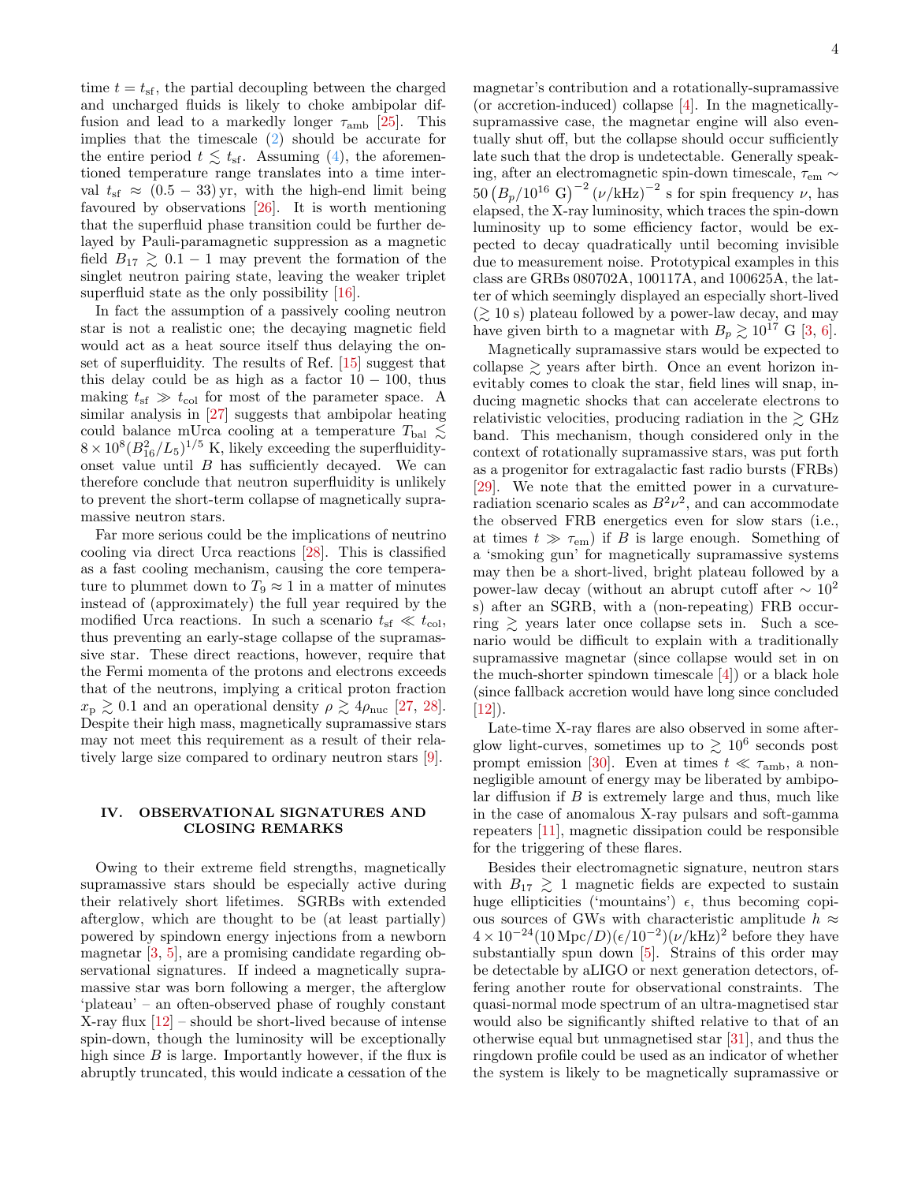time $t = t_{\rm sf}$, the partial decoupling between the charged and uncharged fluids is likely to choke ambipolar diffusion and lead to a markedly longer $\tau_{\rm amb}$ [25]. This implies that the timescale (2) should be accurate for the entire period $t \lesssim t_{\rm sf}$. Assuming (4), the aforementioned temperature range translates into a time interval $t_{\rm sf} \approx (0.5 - 33)\,{\rm yr}$, with the high-end limit being favoured by observations [26]. It is worth mentioning that the superfluid phase transition could be further delayed by Pauli-paramagnetic suppression as a magnetic field $B_{17} \gtrsim 0.1 - 1$ may prevent the formation of the singlet neutron pairing state, leaving the weaker triplet superfluid state as the only possibility [16].

In fact the assumption of a passively cooling neutron star is not a realistic one; the decaying magnetic field would act as a heat source itself thus delaying the onset of superfluidity. The results of Ref. [15] suggest that this delay could be as high as a factor $10 - 100$, thus making $t_{\rm sf} \gg t_{\rm col}$ for most of the parameter space. A similar analysis in [27] suggests that ambipolar heating could balance mUrca cooling at a temperature $T_{\rm bal} \lesssim 8 \times 10^8 (B_{16}^2/L_5)^{1/5}$ K, likely exceeding the superfluidity-onset value until $B$ has sufficiently decayed. We can therefore conclude that neutron superfluidity is unlikely to prevent the short-term collapse of magnetically supramassive neutron stars.

Far more serious could be the implications of neutrino cooling via direct Urca reactions [28]. This is classified as a fast cooling mechanism, causing the core temperature to plummet down to $T_9 \approx 1$ in a matter of minutes instead of (approximately) the full year required by the modified Urca reactions. In such a scenario $t_{\rm sf} \ll t_{\rm col}$, thus preventing an early-stage collapse of the supramassive star. These direct reactions, however, require that the Fermi momenta of the protons and electrons exceeds that of the neutrons, implying a critical proton fraction $x_{\rm p} \gtrsim 0.1$ and an operational density $\rho \gtrsim 4\rho_{\rm nuc}$ [27, 28]. Despite their high mass, magnetically supramassive stars may not meet this requirement as a result of their relatively large size compared to ordinary neutron stars [9].

## IV. OBSERVATIONAL SIGNATURES AND CLOSING REMARKS

Owing to their extreme field strengths, magnetically supramassive stars should be especially active during their relatively short lifetimes. SGRBs with extended afterglow, which are thought to be (at least partially) powered by spindown energy injections from a newborn magnetar [3, 5], are a promising candidate regarding observational signatures. If indeed a magnetically supramassive star was born following a merger, the afterglow 'plateau' – an often-observed phase of roughly constant X-ray flux [12] – should be short-lived because of intense spin-down, though the luminosity will be exceptionally high since $B$ is large. Importantly however, if the flux is abruptly truncated, this would indicate a cessation of the magnetar's contribution and a rotationally-supramassive (or accretion-induced) collapse [4]. In the magnetically-supramassive case, the magnetar engine will also eventually shut off, but the collapse should occur sufficiently late such that the drop is undetectable. Generally speaking, after an electromagnetic spin-down timescale, $\tau_{\rm em} \sim 50 \left(B_p/10^{16} \text{ G}\right)^{-2} (\nu/\text{kHz})^{-2}$ s for spin frequency $\nu$, has elapsed, the X-ray luminosity, which traces the spin-down luminosity up to some efficiency factor, would be expected to decay quadratically until becoming invisible due to measurement noise. Prototypical examples in this class are GRBs 080702A, 100117A, and 100625A, the latter of which seemingly displayed an especially short-lived ($\gtrsim 10$ s) plateau followed by a power-law decay, and may have given birth to a magnetar with $B_p \gtrsim 10^{17}$ G [3, 6].

Magnetically supramassive stars would be expected to collapse $\gtrsim$ years after birth. Once an event horizon inevitably comes to cloak the star, field lines will snap, inducing magnetic shocks that can accelerate electrons to relativistic velocities, producing radiation in the $\gtrsim$ GHz band. This mechanism, though considered only in the context of rotationally supramassive stars, was put forth as a progenitor for extragalactic fast radio bursts (FRBs) [29]. We note that the emitted power in a curvature-radiation scenario scales as $B^2\nu^2$, and can accommodate the observed FRB energetics even for slow stars (i.e., at times $t \gg \tau_{\rm em}$) if $B$ is large enough. Something of a 'smoking gun' for magnetically supramassive systems may then be a short-lived, bright plateau followed by a power-law decay (without an abrupt cutoff after $\sim 10^2$ s) after an SGRB, with a (non-repeating) FRB occurring $\gtrsim$ years later once collapse sets in. Such a scenario would be difficult to explain with a traditionally supramassive magnetar (since collapse would set in on the much-shorter spindown timescale [4]) or a black hole (since fallback accretion would have long since concluded [12]).

Late-time X-ray flares are also observed in some afterglow light-curves, sometimes up to $\gtrsim 10^6$ seconds post prompt emission [30]. Even at times $t \ll \tau_{\rm amb}$, a non-negligible amount of energy may be liberated by ambipolar diffusion if $B$ is extremely large and thus, much like in the case of anomalous X-ray pulsars and soft-gamma repeaters [11], magnetic dissipation could be responsible for the triggering of these flares.

Besides their electromagnetic signature, neutron stars with $B_{17} \gtrsim 1$ magnetic fields are expected to sustain huge ellipticities ('mountains') $\epsilon$, thus becoming copious sources of GWs with characteristic amplitude $h \approx 4 \times 10^{-24} (10\,{\rm Mpc}/D)(\epsilon/10^{-2})(\nu/\text{kHz})^2$ before they have substantially spun down [5]. Strains of this order may be detectable by aLIGO or next generation detectors, offering another route for observational constraints. The quasi-normal mode spectrum of an ultra-magnetised star would also be significantly shifted relative to that of an otherwise equal but unmagnetised star [31], and thus the ringdown profile could be used as an indicator of whether the system is likely to be magnetically supramassive or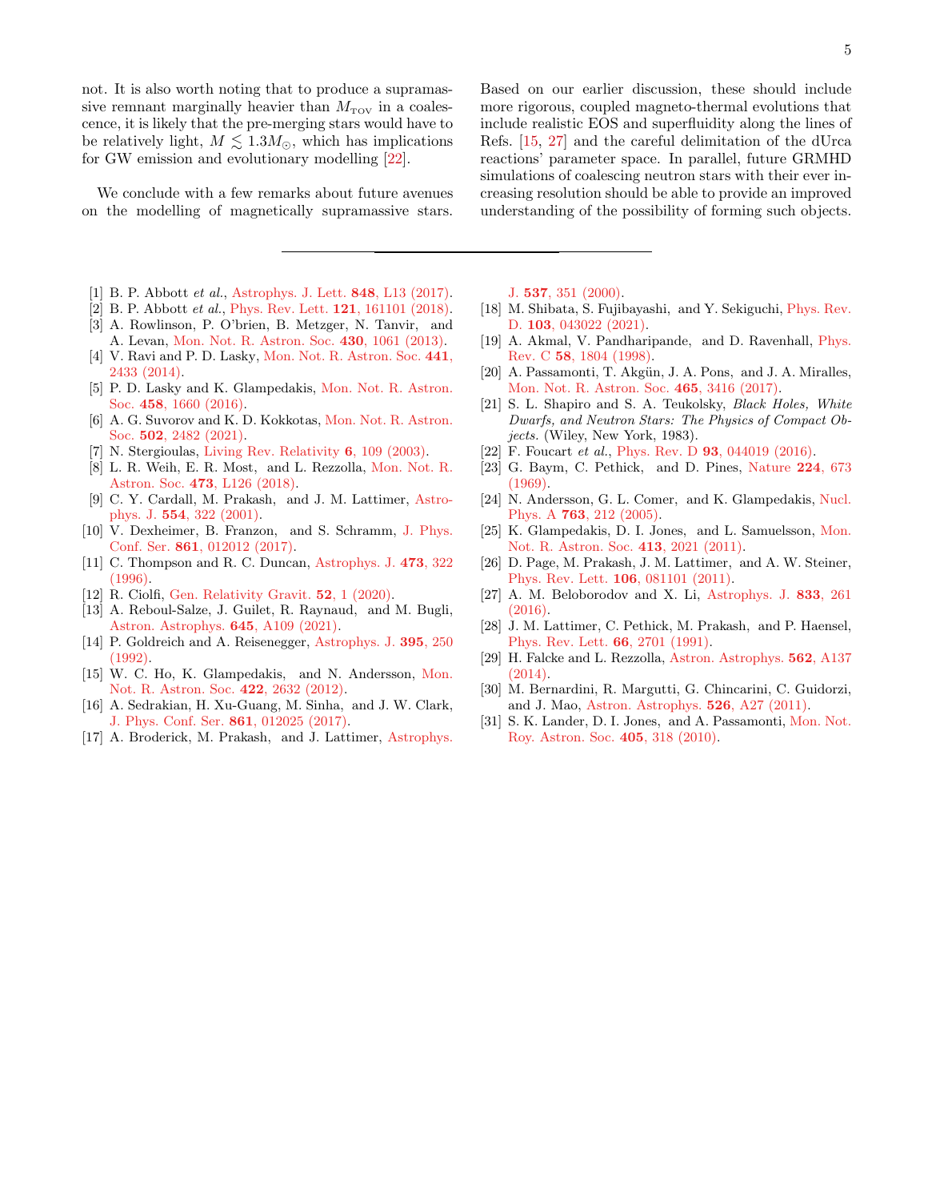not. It is also worth noting that to produce a supramassive remnant marginally heavier than $M_{\rm TOV}$ in a coalescence, it is likely that the pre-merging stars would have to be relatively light, $M \lesssim 1.3 M_{\odot}$, which has implications for GW emission and evolutionary modelling [22].

We conclude with a few remarks about future avenues on the modelling of magnetically supramassive stars. Based on our earlier discussion, these should include more rigorous, coupled magneto-thermal evolutions that include realistic EOS and superfluidity along the lines of Refs. [15, 27] and the careful delimitation of the dUrca reactions' parameter space. In parallel, future GRMHD simulations of coalescing neutron stars with their ever increasing resolution should be able to provide an improved understanding of the possibility of forming such objects.

---

[1] B. P. Abbott *et al.*, Astrophys. J. Lett. **848**, L13 (2017).
[2] B. P. Abbott *et al.*, Phys. Rev. Lett. **121**, 161101 (2018).
[3] A. Rowlinson, P. O'brien, B. Metzger, N. Tanvir, and A. Levan, Mon. Not. R. Astron. Soc. **430**, 1061 (2013).
[4] V. Ravi and P. D. Lasky, Mon. Not. R. Astron. Soc. **441**, 2433 (2014).
[5] P. D. Lasky and K. Glampedakis, Mon. Not. R. Astron. Soc. **458**, 1660 (2016).
[6] A. G. Suvorov and K. D. Kokkotas, Mon. Not. R. Astron. Soc. **502**, 2482 (2021).
[7] N. Stergioulas, Living Rev. Relativity **6**, 109 (2003).
[8] L. R. Weih, E. R. Most, and L. Rezzolla, Mon. Not. R. Astron. Soc. **473**, L126 (2018).
[9] C. Y. Cardall, M. Prakash, and J. M. Lattimer, Astrophys. J. **554**, 322 (2001).
[10] V. Dexheimer, B. Franzon, and S. Schramm, J. Phys. Conf. Ser. **861**, 012012 (2017).
[11] C. Thompson and R. C. Duncan, Astrophys. J. **473**, 322 (1996).
[12] R. Ciolfi, Gen. Relativity Gravit. **52**, 1 (2020).
[13] A. Reboul-Salze, J. Guilet, R. Raynaud, and M. Bugli, Astron. Astrophys. **645**, A109 (2021).
[14] P. Goldreich and A. Reisenegger, Astrophys. J. **395**, 250 (1992).
[15] W. C. Ho, K. Glampedakis, and N. Andersson, Mon. Not. R. Astron. Soc. **422**, 2632 (2012).
[16] A. Sedrakian, H. Xu-Guang, M. Sinha, and J. W. Clark, J. Phys. Conf. Ser. **861**, 012025 (2017).
[17] A. Broderick, M. Prakash, and J. Lattimer, Astrophys. J. **537**, 351 (2000).
[18] M. Shibata, S. Fujibayashi, and Y. Sekiguchi, Phys. Rev. D. **103**, 043022 (2021).
[19] A. Akmal, V. Pandharipande, and D. Ravenhall, Phys. Rev. C **58**, 1804 (1998).
[20] A. Passamonti, T. Akgün, J. A. Pons, and J. A. Miralles, Mon. Not. R. Astron. Soc. **465**, 3416 (2017).
[21] S. L. Shapiro and S. A. Teukolsky, *Black Holes, White Dwarfs, and Neutron Stars: The Physics of Compact Objects.* (Wiley, New York, 1983).
[22] F. Foucart *et al.*, Phys. Rev. D **93**, 044019 (2016).
[23] G. Baym, C. Pethick, and D. Pines, Nature **224**, 673 (1969).
[24] N. Andersson, G. L. Comer, and K. Glampedakis, Nucl. Phys. A **763**, 212 (2005).
[25] K. Glampedakis, D. I. Jones, and L. Samuelsson, Mon. Not. R. Astron. Soc. **413**, 2021 (2011).
[26] D. Page, M. Prakash, J. M. Lattimer, and A. W. Steiner, Phys. Rev. Lett. **106**, 081101 (2011).
[27] A. M. Beloborodov and X. Li, Astrophys. J. **833**, 261 (2016).
[28] J. M. Lattimer, C. Pethick, M. Prakash, and P. Haensel, Phys. Rev. Lett. **66**, 2701 (1991).
[29] H. Falcke and L. Rezzolla, Astron. Astrophys. **562**, A137 (2014).
[30] M. Bernardini, R. Margutti, G. Chincarini, C. Guidorzi, and J. Mao, Astron. Astrophys. **526**, A27 (2011).
[31] S. K. Lander, D. I. Jones, and A. Passamonti, Mon. Not. Roy. Astron. Soc. **405**, 318 (2010).